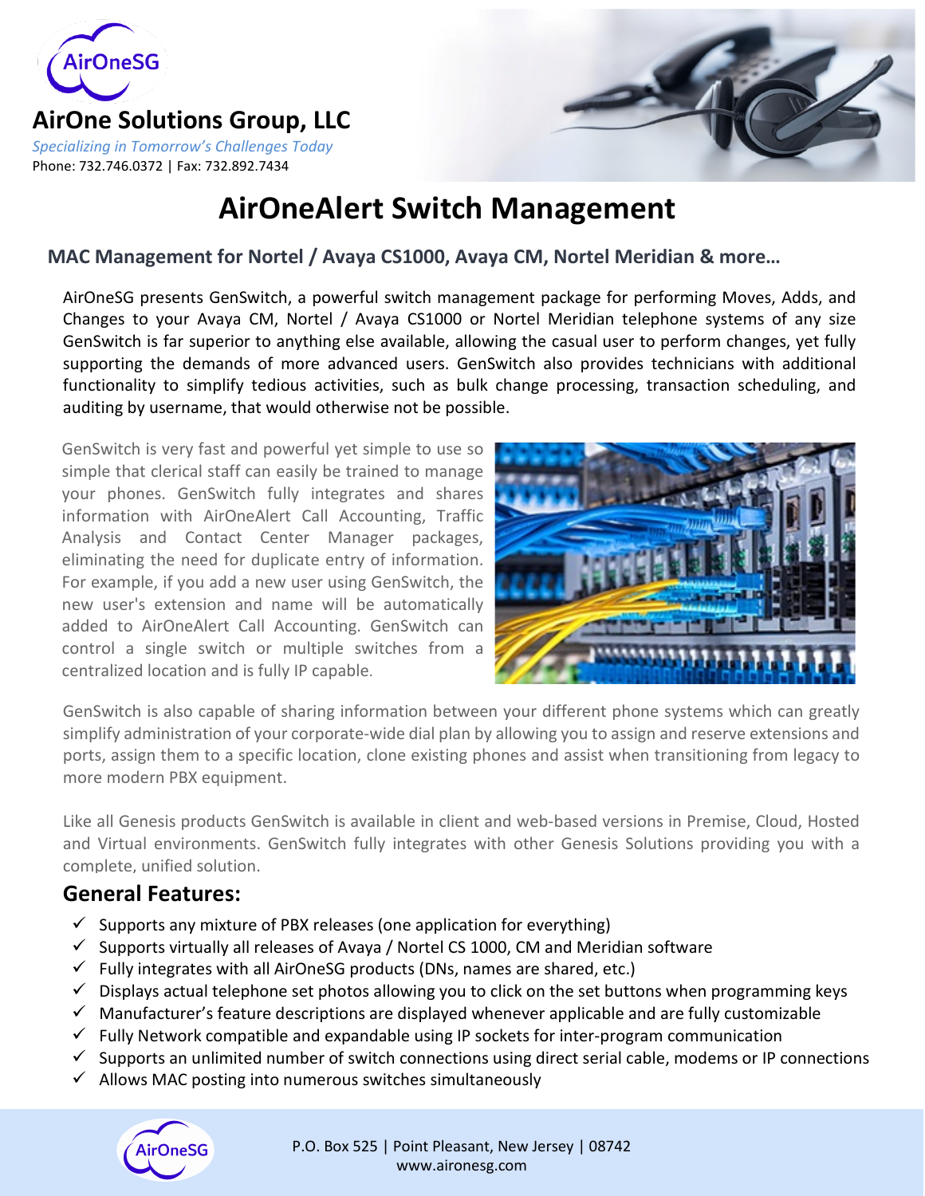AirOneSG

# AirOne Solutions Group, LLC

*Specializing in Tomorrow's Challenges Today*

Phone: 732.746.0372 | Fax: 732.892.7434

# AirOneAlert Switch Management

## MAC Management for Nortel / Avaya CS1000, Avaya CM, Nortel Meridian & more…

AirOneSG presents GenSwitch, a powerful switch management package for performing Moves, Adds, and Changes to your Avaya CM, Nortel / Avaya CS1000 or Nortel Meridian telephone systems of any size GenSwitch is far superior to anything else available, allowing the casual user to perform changes, yet fully supporting the demands of more advanced users. GenSwitch also provides technicians with additional functionality to simplify tedious activities, such as bulk change processing, transaction scheduling, and auditing by username, that would otherwise not be possible.

GenSwitch is very fast and powerful yet simple to use so simple that clerical staff can easily be trained to manage your phones. GenSwitch fully integrates and shares information with AirOneAlert Call Accounting, Traffic Analysis and Contact Center Manager packages, eliminating the need for duplicate entry of information. For example, if you add a new user using GenSwitch, the new user's extension and name will be automatically added to AirOneAlert Call Accounting. GenSwitch can control a single switch or multiple switches from a centralized location and is fully IP capable.

GenSwitch is also capable of sharing information between your different phone systems which can greatly simplify administration of your corporate-wide dial plan by allowing you to assign and reserve extensions and ports, assign them to a specific location, clone existing phones and assist when transitioning from legacy to more modern PBX equipment.

Like all Genesis products GenSwitch is available in client and web-based versions in Premise, Cloud, Hosted and Virtual environments. GenSwitch fully integrates with other Genesis Solutions providing you with a complete, unified solution.

## General Features:

- ✓ Supports any mixture of PBX releases (one application for everything)
- ✓ Supports virtually all releases of Avaya / Nortel CS 1000, CM and Meridian software
- ✓ Fully integrates with all AirOneSG products (DNs, names are shared, etc.)
- ✓ Displays actual telephone set photos allowing you to click on the set buttons when programming keys
- ✓ Manufacturer's feature descriptions are displayed whenever applicable and are fully customizable
- ✓ Fully Network compatible and expandable using IP sockets for inter-program communication
- ✓ Supports an unlimited number of switch connections using direct serial cable, modems or IP connections
- ✓ Allows MAC posting into numerous switches simultaneously

AirOneSG

P.O. Box 525 | Point Pleasant, New Jersey | 08742
www.aironesg.com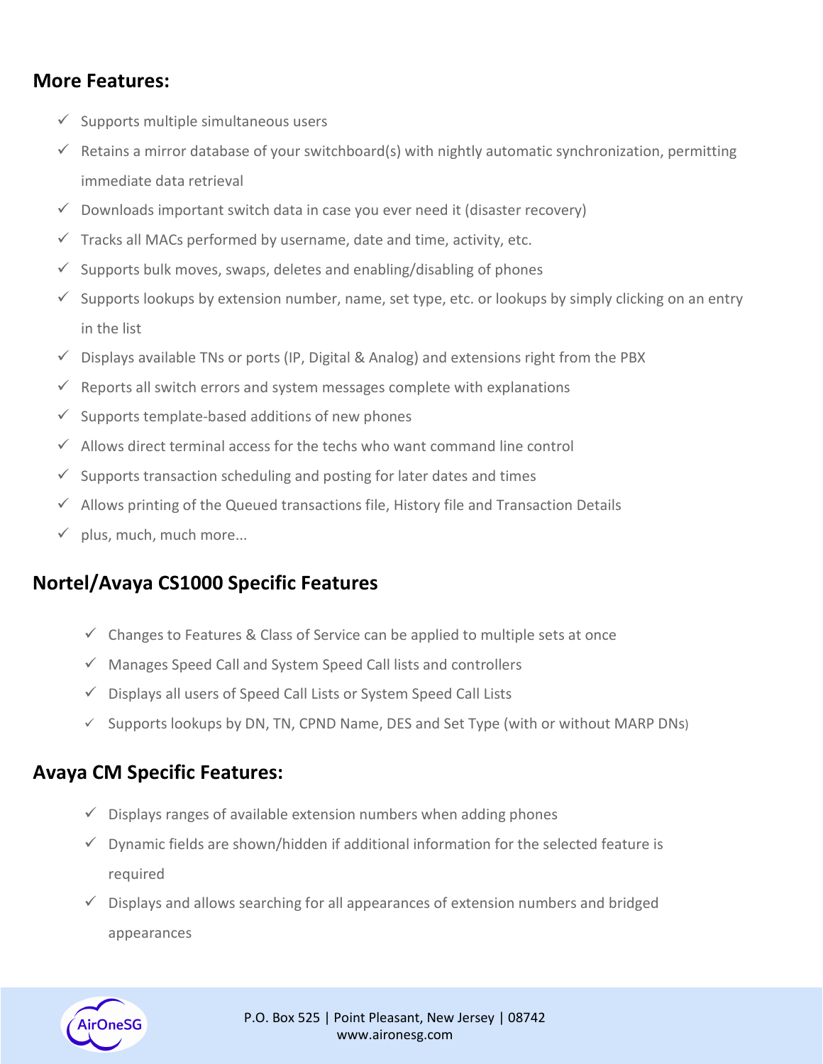## More Features:

- ✓ Supports multiple simultaneous users
- ✓ Retains a mirror database of your switchboard(s) with nightly automatic synchronization, permitting immediate data retrieval
- ✓ Downloads important switch data in case you ever need it (disaster recovery)
- ✓ Tracks all MACs performed by username, date and time, activity, etc.
- ✓ Supports bulk moves, swaps, deletes and enabling/disabling of phones
- ✓ Supports lookups by extension number, name, set type, etc. or lookups by simply clicking on an entry in the list
- ✓ Displays available TNs or ports (IP, Digital & Analog) and extensions right from the PBX
- ✓ Reports all switch errors and system messages complete with explanations
- ✓ Supports template-based additions of new phones
- ✓ Allows direct terminal access for the techs who want command line control
- ✓ Supports transaction scheduling and posting for later dates and times
- ✓ Allows printing of the Queued transactions file, History file and Transaction Details
- ✓ plus, much, much more...

## Nortel/Avaya CS1000 Specific Features

- ✓ Changes to Features & Class of Service can be applied to multiple sets at once
- ✓ Manages Speed Call and System Speed Call lists and controllers
- ✓ Displays all users of Speed Call Lists or System Speed Call Lists
- ✓ Supports lookups by DN, TN, CPND Name, DES and Set Type (with or without MARP DNs)

## Avaya CM Specific Features:

- ✓ Displays ranges of available extension numbers when adding phones
- ✓ Dynamic fields are shown/hidden if additional information for the selected feature is required
- ✓ Displays and allows searching for all appearances of extension numbers and bridged appearances

AirOneSG

P.O. Box 525 | Point Pleasant, New Jersey | 08742
www.aironesg.com